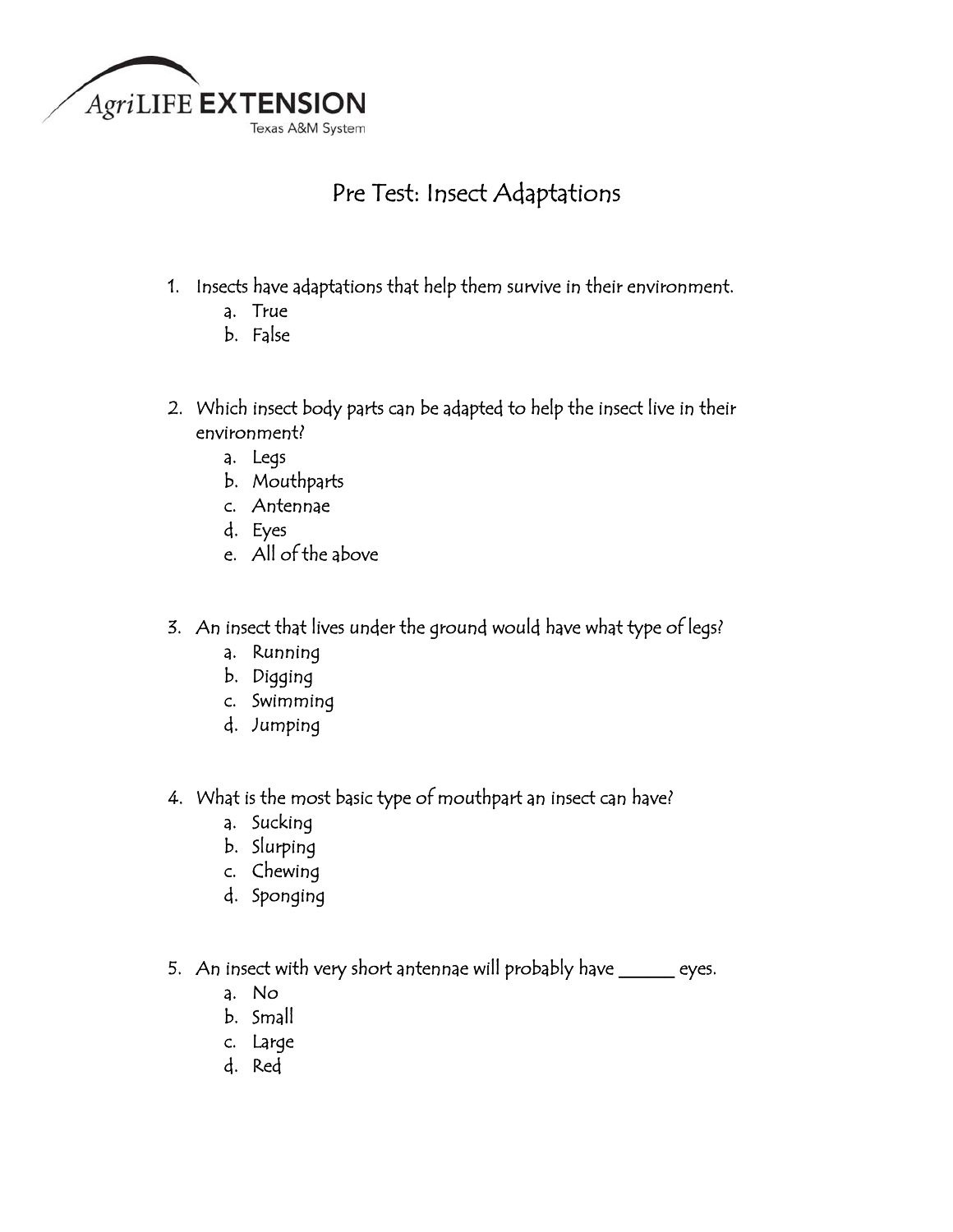AgriLIFE EXTENSION
Texas A&M System

# Pre Test: Insect Adaptations

1. Insects have adaptations that help them survive in their environment.
   a. True
   b. False

2. Which insect body parts can be adapted to help the insect live in their environment?
   a. Legs
   b. Mouthparts
   c. Antennae
   d. Eyes
   e. All of the above

3. An insect that lives under the ground would have what type of legs?
   a. Running
   b. Digging
   c. Swimming
   d. Jumping

4. What is the most basic type of mouthpart an insect can have?
   a. Sucking
   b. Slurping
   c. Chewing
   d. Sponging

5. An insect with very short antennae will probably have ______ eyes.
   a. No
   b. Small
   c. Large
   d. Red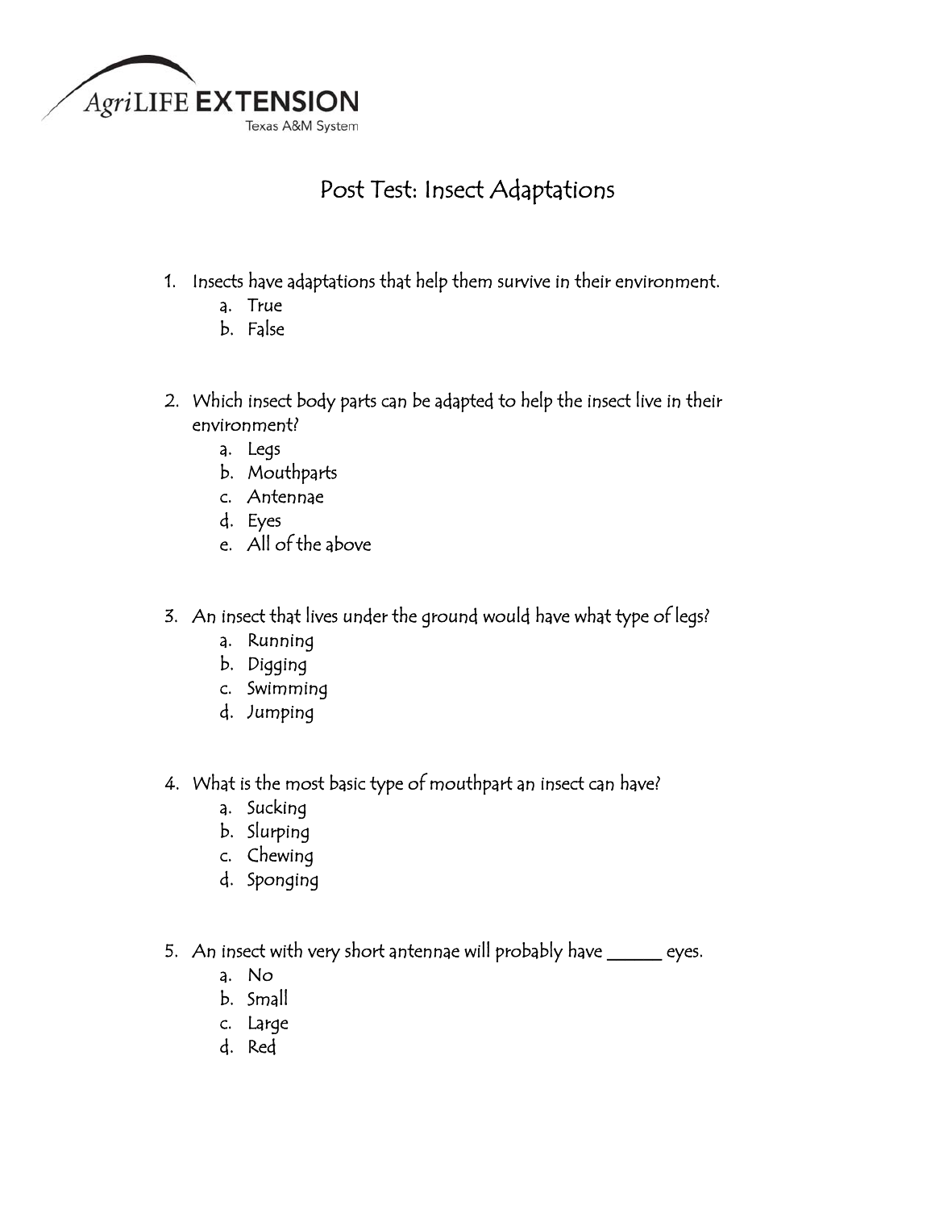AgriLIFE EXTENSION
Texas A&M System

# Post Test: Insect Adaptations

1. Insects have adaptations that help them survive in their environment.
   a. True
   b. False

2. Which insect body parts can be adapted to help the insect live in their environment?
   a. Legs
   b. Mouthparts
   c. Antennae
   d. Eyes
   e. All of the above

3. An insect that lives under the ground would have what type of legs?
   a. Running
   b. Digging
   c. Swimming
   d. Jumping

4. What is the most basic type of mouthpart an insect can have?
   a. Sucking
   b. Slurping
   c. Chewing
   d. Sponging

5. An insect with very short antennae will probably have ______ eyes.
   a. No
   b. Small
   c. Large
   d. Red